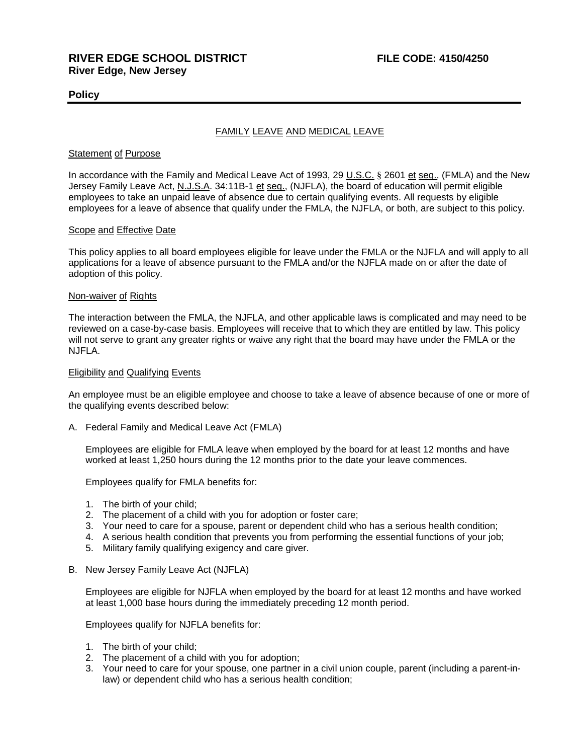**RIVER EDGE SCHOOL DISTRICT** **FILE CODE: 4150/4250**
**River Edge, New Jersey**

**Policy**

## FAMILY LEAVE AND MEDICAL LEAVE

### Statement of Purpose

In accordance with the Family and Medical Leave Act of 1993, 29 U.S.C. § 2601 et seq., (FMLA) and the New Jersey Family Leave Act, N.J.S.A. 34:11B-1 et seq., (NJFLA), the board of education will permit eligible employees to take an unpaid leave of absence due to certain qualifying events. All requests by eligible employees for a leave of absence that qualify under the FMLA, the NJFLA, or both, are subject to this policy.

### Scope and Effective Date

This policy applies to all board employees eligible for leave under the FMLA or the NJFLA and will apply to all applications for a leave of absence pursuant to the FMLA and/or the NJFLA made on or after the date of adoption of this policy.

### Non-waiver of Rights

The interaction between the FMLA, the NJFLA, and other applicable laws is complicated and may need to be reviewed on a case-by-case basis. Employees will receive that to which they are entitled by law. This policy will not serve to grant any greater rights or waive any right that the board may have under the FMLA or the NJFLA.

### Eligibility and Qualifying Events

An employee must be an eligible employee and choose to take a leave of absence because of one or more of the qualifying events described below:

A. Federal Family and Medical Leave Act (FMLA)

Employees are eligible for FMLA leave when employed by the board for at least 12 months and have worked at least 1,250 hours during the 12 months prior to the date your leave commences.

Employees qualify for FMLA benefits for:

1. The birth of your child;
2. The placement of a child with you for adoption or foster care;
3. Your need to care for a spouse, parent or dependent child who has a serious health condition;
4. A serious health condition that prevents you from performing the essential functions of your job;
5. Military family qualifying exigency and care giver.

B. New Jersey Family Leave Act (NJFLA)

Employees are eligible for NJFLA when employed by the board for at least 12 months and have worked at least 1,000 base hours during the immediately preceding 12 month period.

Employees qualify for NJFLA benefits for:

1. The birth of your child;
2. The placement of a child with you for adoption;
3. Your need to care for your spouse, one partner in a civil union couple, parent (including a parent-in-law) or dependent child who has a serious health condition;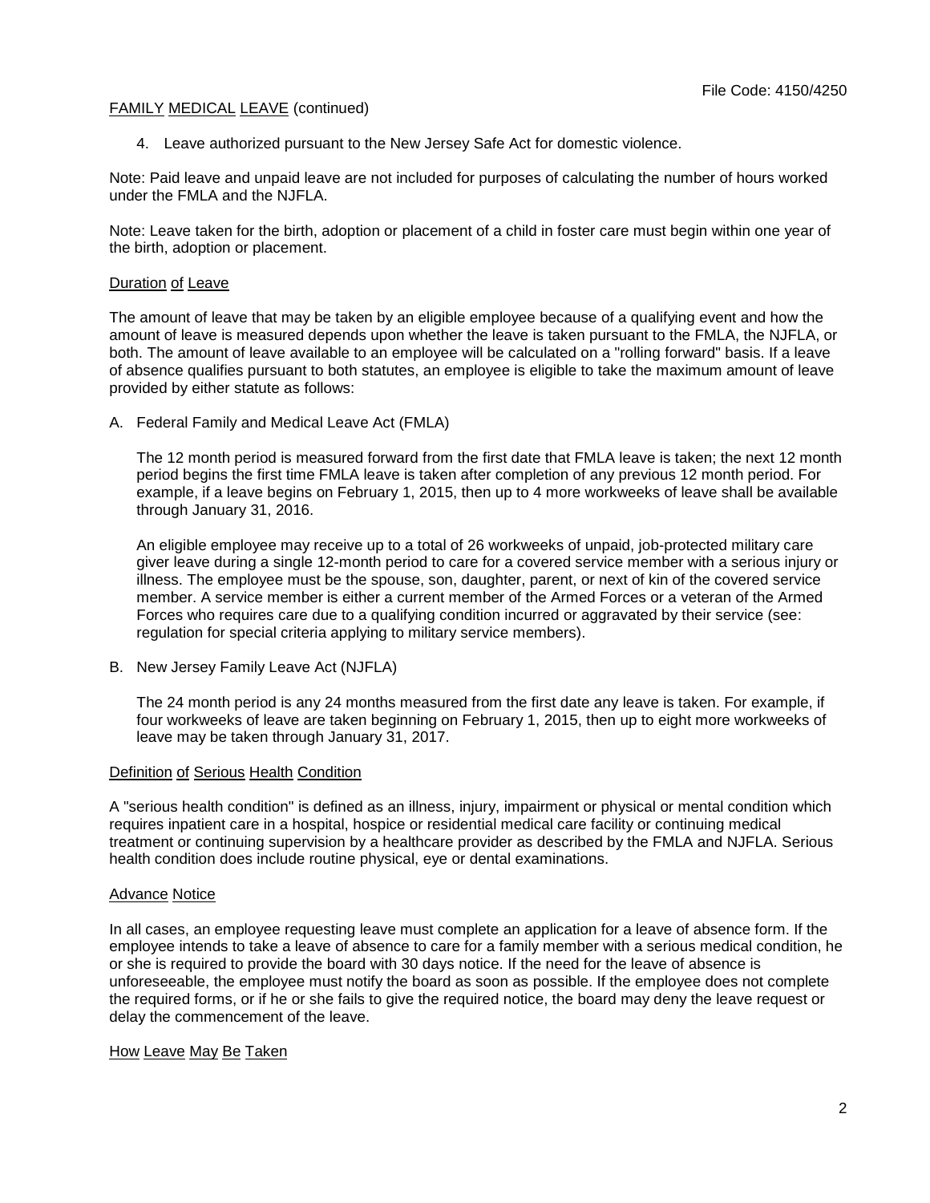FAMILY MEDICAL LEAVE (continued)

4. Leave authorized pursuant to the New Jersey Safe Act for domestic violence.

Note: Paid leave and unpaid leave are not included for purposes of calculating the number of hours worked under the FMLA and the NJFLA.

Note: Leave taken for the birth, adoption or placement of a child in foster care must begin within one year of the birth, adoption or placement.

## Duration of Leave

The amount of leave that may be taken by an eligible employee because of a qualifying event and how the amount of leave is measured depends upon whether the leave is taken pursuant to the FMLA, the NJFLA, or both. The amount of leave available to an employee will be calculated on a "rolling forward" basis. If a leave of absence qualifies pursuant to both statutes, an employee is eligible to take the maximum amount of leave provided by either statute as follows:

A. Federal Family and Medical Leave Act (FMLA)

   The 12 month period is measured forward from the first date that FMLA leave is taken; the next 12 month period begins the first time FMLA leave is taken after completion of any previous 12 month period. For example, if a leave begins on February 1, 2015, then up to 4 more workweeks of leave shall be available through January 31, 2016.

   An eligible employee may receive up to a total of 26 workweeks of unpaid, job-protected military care giver leave during a single 12-month period to care for a covered service member with a serious injury or illness. The employee must be the spouse, son, daughter, parent, or next of kin of the covered service member. A service member is either a current member of the Armed Forces or a veteran of the Armed Forces who requires care due to a qualifying condition incurred or aggravated by their service (see: regulation for special criteria applying to military service members).

B. New Jersey Family Leave Act (NJFLA)

   The 24 month period is any 24 months measured from the first date any leave is taken. For example, if four workweeks of leave are taken beginning on February 1, 2015, then up to eight more workweeks of leave may be taken through January 31, 2017.

## Definition of Serious Health Condition

A "serious health condition" is defined as an illness, injury, impairment or physical or mental condition which requires inpatient care in a hospital, hospice or residential medical care facility or continuing medical treatment or continuing supervision by a healthcare provider as described by the FMLA and NJFLA. Serious health condition does include routine physical, eye or dental examinations.

## Advance Notice

In all cases, an employee requesting leave must complete an application for a leave of absence form. If the employee intends to take a leave of absence to care for a family member with a serious medical condition, he or she is required to provide the board with 30 days notice. If the need for the leave of absence is unforeseeable, the employee must notify the board as soon as possible. If the employee does not complete the required forms, or if he or she fails to give the required notice, the board may deny the leave request or delay the commencement of the leave.

## How Leave May Be Taken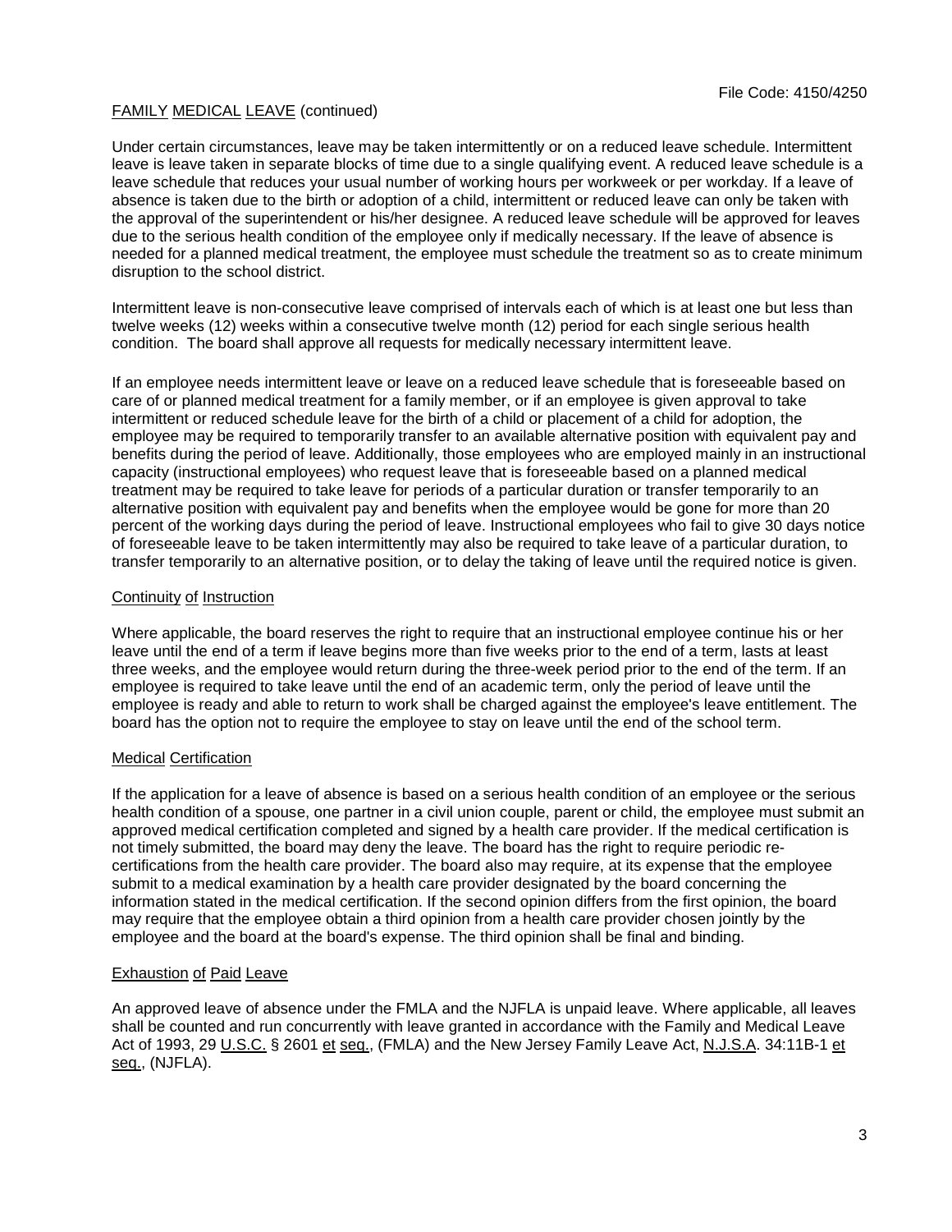File Code: 4150/4250

FAMILY MEDICAL LEAVE (continued)

Under certain circumstances, leave may be taken intermittently or on a reduced leave schedule. Intermittent leave is leave taken in separate blocks of time due to a single qualifying event. A reduced leave schedule is a leave schedule that reduces your usual number of working hours per workweek or per workday. If a leave of absence is taken due to the birth or adoption of a child, intermittent or reduced leave can only be taken with the approval of the superintendent or his/her designee. A reduced leave schedule will be approved for leaves due to the serious health condition of the employee only if medically necessary. If the leave of absence is needed for a planned medical treatment, the employee must schedule the treatment so as to create minimum disruption to the school district.

Intermittent leave is non-consecutive leave comprised of intervals each of which is at least one but less than twelve weeks (12) weeks within a consecutive twelve month (12) period for each single serious health condition. The board shall approve all requests for medically necessary intermittent leave.

If an employee needs intermittent leave or leave on a reduced leave schedule that is foreseeable based on care of or planned medical treatment for a family member, or if an employee is given approval to take intermittent or reduced schedule leave for the birth of a child or placement of a child for adoption, the employee may be required to temporarily transfer to an available alternative position with equivalent pay and benefits during the period of leave. Additionally, those employees who are employed mainly in an instructional capacity (instructional employees) who request leave that is foreseeable based on a planned medical treatment may be required to take leave for periods of a particular duration or transfer temporarily to an alternative position with equivalent pay and benefits when the employee would be gone for more than 20 percent of the working days during the period of leave. Instructional employees who fail to give 30 days notice of foreseeable leave to be taken intermittently may also be required to take leave of a particular duration, to transfer temporarily to an alternative position, or to delay the taking of leave until the required notice is given.

Continuity of Instruction

Where applicable, the board reserves the right to require that an instructional employee continue his or her leave until the end of a term if leave begins more than five weeks prior to the end of a term, lasts at least three weeks, and the employee would return during the three-week period prior to the end of the term. If an employee is required to take leave until the end of an academic term, only the period of leave until the employee is ready and able to return to work shall be charged against the employee's leave entitlement. The board has the option not to require the employee to stay on leave until the end of the school term.

Medical Certification

If the application for a leave of absence is based on a serious health condition of an employee or the serious health condition of a spouse, one partner in a civil union couple, parent or child, the employee must submit an approved medical certification completed and signed by a health care provider. If the medical certification is not timely submitted, the board may deny the leave. The board has the right to require periodic re-certifications from the health care provider. The board also may require, at its expense that the employee submit to a medical examination by a health care provider designated by the board concerning the information stated in the medical certification. If the second opinion differs from the first opinion, the board may require that the employee obtain a third opinion from a health care provider chosen jointly by the employee and the board at the board's expense. The third opinion shall be final and binding.

Exhaustion of Paid Leave

An approved leave of absence under the FMLA and the NJFLA is unpaid leave. Where applicable, all leaves shall be counted and run concurrently with leave granted in accordance with the Family and Medical Leave Act of 1993, 29 U.S.C. § 2601 et seq., (FMLA) and the New Jersey Family Leave Act, N.J.S.A. 34:11B-1 et seq., (NJFLA).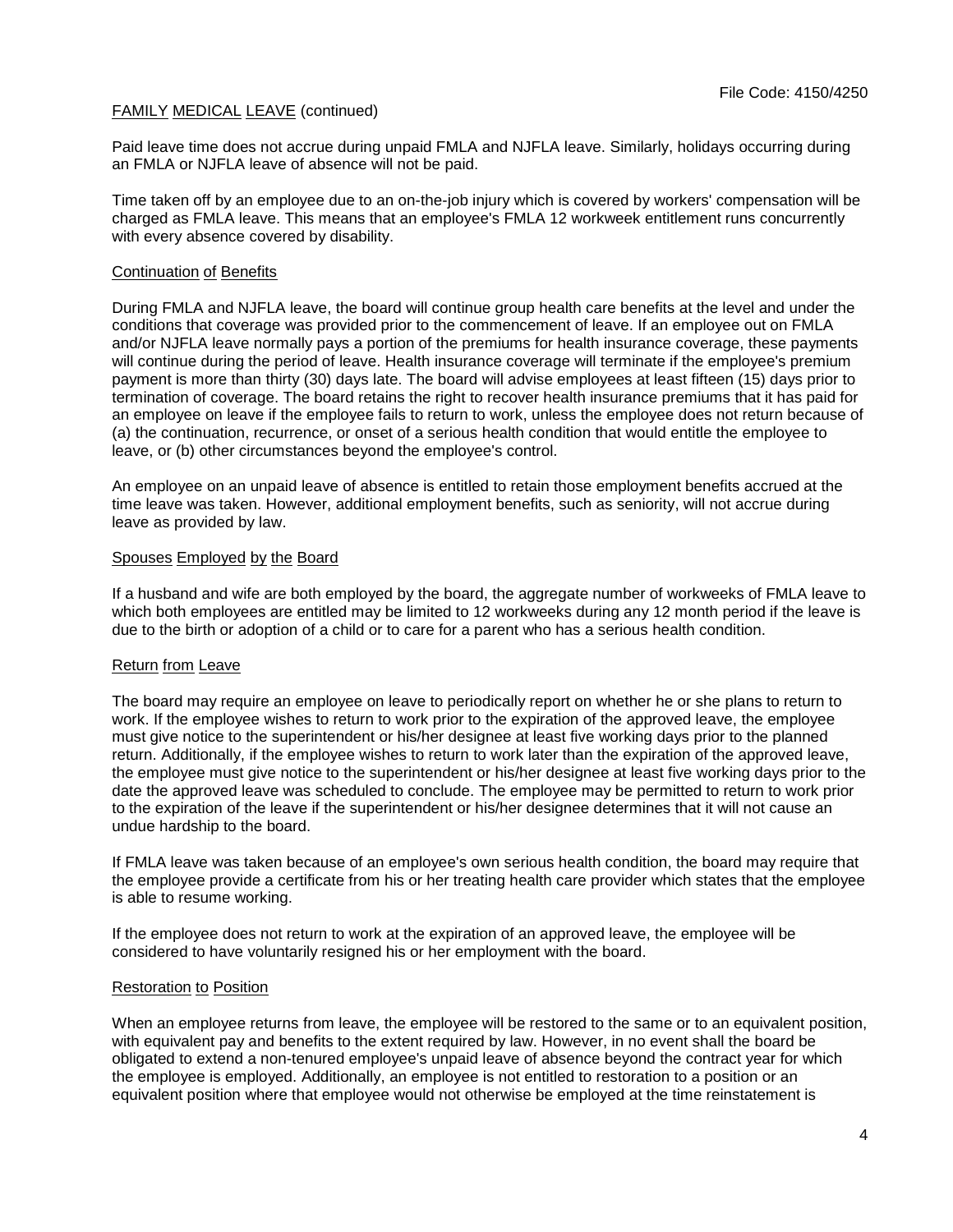FAMILY MEDICAL LEAVE (continued)

Paid leave time does not accrue during unpaid FMLA and NJFLA leave. Similarly, holidays occurring during an FMLA or NJFLA leave of absence will not be paid.

Time taken off by an employee due to an on-the-job injury which is covered by workers' compensation will be charged as FMLA leave. This means that an employee's FMLA 12 workweek entitlement runs concurrently with every absence covered by disability.

## Continuation of Benefits

During FMLA and NJFLA leave, the board will continue group health care benefits at the level and under the conditions that coverage was provided prior to the commencement of leave. If an employee out on FMLA and/or NJFLA leave normally pays a portion of the premiums for health insurance coverage, these payments will continue during the period of leave. Health insurance coverage will terminate if the employee's premium payment is more than thirty (30) days late. The board will advise employees at least fifteen (15) days prior to termination of coverage. The board retains the right to recover health insurance premiums that it has paid for an employee on leave if the employee fails to return to work, unless the employee does not return because of (a) the continuation, recurrence, or onset of a serious health condition that would entitle the employee to leave, or (b) other circumstances beyond the employee's control.

An employee on an unpaid leave of absence is entitled to retain those employment benefits accrued at the time leave was taken. However, additional employment benefits, such as seniority, will not accrue during leave as provided by law.

## Spouses Employed by the Board

If a husband and wife are both employed by the board, the aggregate number of workweeks of FMLA leave to which both employees are entitled may be limited to 12 workweeks during any 12 month period if the leave is due to the birth or adoption of a child or to care for a parent who has a serious health condition.

## Return from Leave

The board may require an employee on leave to periodically report on whether he or she plans to return to work. If the employee wishes to return to work prior to the expiration of the approved leave, the employee must give notice to the superintendent or his/her designee at least five working days prior to the planned return. Additionally, if the employee wishes to return to work later than the expiration of the approved leave, the employee must give notice to the superintendent or his/her designee at least five working days prior to the date the approved leave was scheduled to conclude. The employee may be permitted to return to work prior to the expiration of the leave if the superintendent or his/her designee determines that it will not cause an undue hardship to the board.

If FMLA leave was taken because of an employee's own serious health condition, the board may require that the employee provide a certificate from his or her treating health care provider which states that the employee is able to resume working.

If the employee does not return to work at the expiration of an approved leave, the employee will be considered to have voluntarily resigned his or her employment with the board.

## Restoration to Position

When an employee returns from leave, the employee will be restored to the same or to an equivalent position, with equivalent pay and benefits to the extent required by law. However, in no event shall the board be obligated to extend a non-tenured employee's unpaid leave of absence beyond the contract year for which the employee is employed. Additionally, an employee is not entitled to restoration to a position or an equivalent position where that employee would not otherwise be employed at the time reinstatement is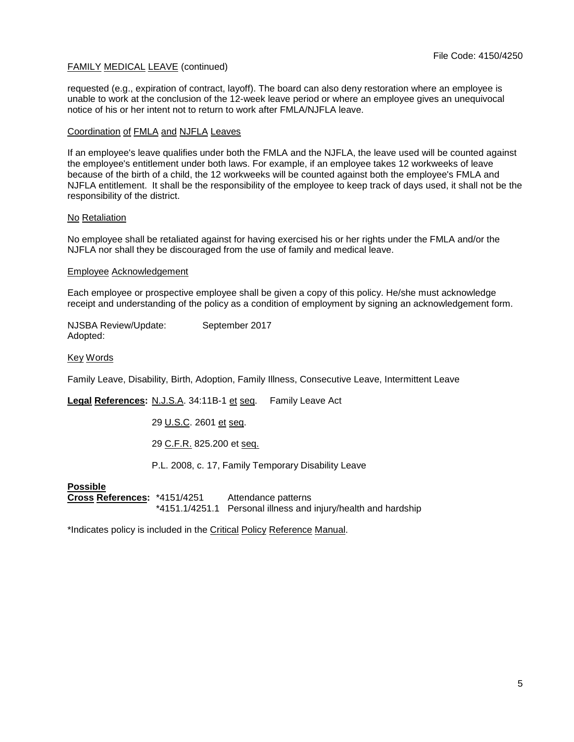FAMILY MEDICAL LEAVE (continued)

requested (e.g., expiration of contract, layoff). The board can also deny restoration where an employee is unable to work at the conclusion of the 12-week leave period or where an employee gives an unequivocal notice of his or her intent not to return to work after FMLA/NJFLA leave.

Coordination of FMLA and NJFLA Leaves

If an employee's leave qualifies under both the FMLA and the NJFLA, the leave used will be counted against the employee's entitlement under both laws. For example, if an employee takes 12 workweeks of leave because of the birth of a child, the 12 workweeks will be counted against both the employee's FMLA and NJFLA entitlement. It shall be the responsibility of the employee to keep track of days used, it shall not be the responsibility of the district.

No Retaliation

No employee shall be retaliated against for having exercised his or her rights under the FMLA and/or the NJFLA nor shall they be discouraged from the use of family and medical leave.

Employee Acknowledgement

Each employee or prospective employee shall be given a copy of this policy. He/she must acknowledge receipt and understanding of the policy as a condition of employment by signing an acknowledgement form.

NJSBA Review/Update: September 2017
Adopted:

Key Words

Family Leave, Disability, Birth, Adoption, Family Illness, Consecutive Leave, Intermittent Leave

**Legal References:** N.J.S.A. 34:11B-1 et seq. Family Leave Act

29 U.S.C. 2601 et seq.

29 C.F.R. 825.200 et seq.

P.L. 2008, c. 17, Family Temporary Disability Leave

**Possible**
**Cross References:** *4151/4251 Attendance patterns
*4151.1/4251.1 Personal illness and injury/health and hardship

*Indicates policy is included in the Critical Policy Reference Manual.